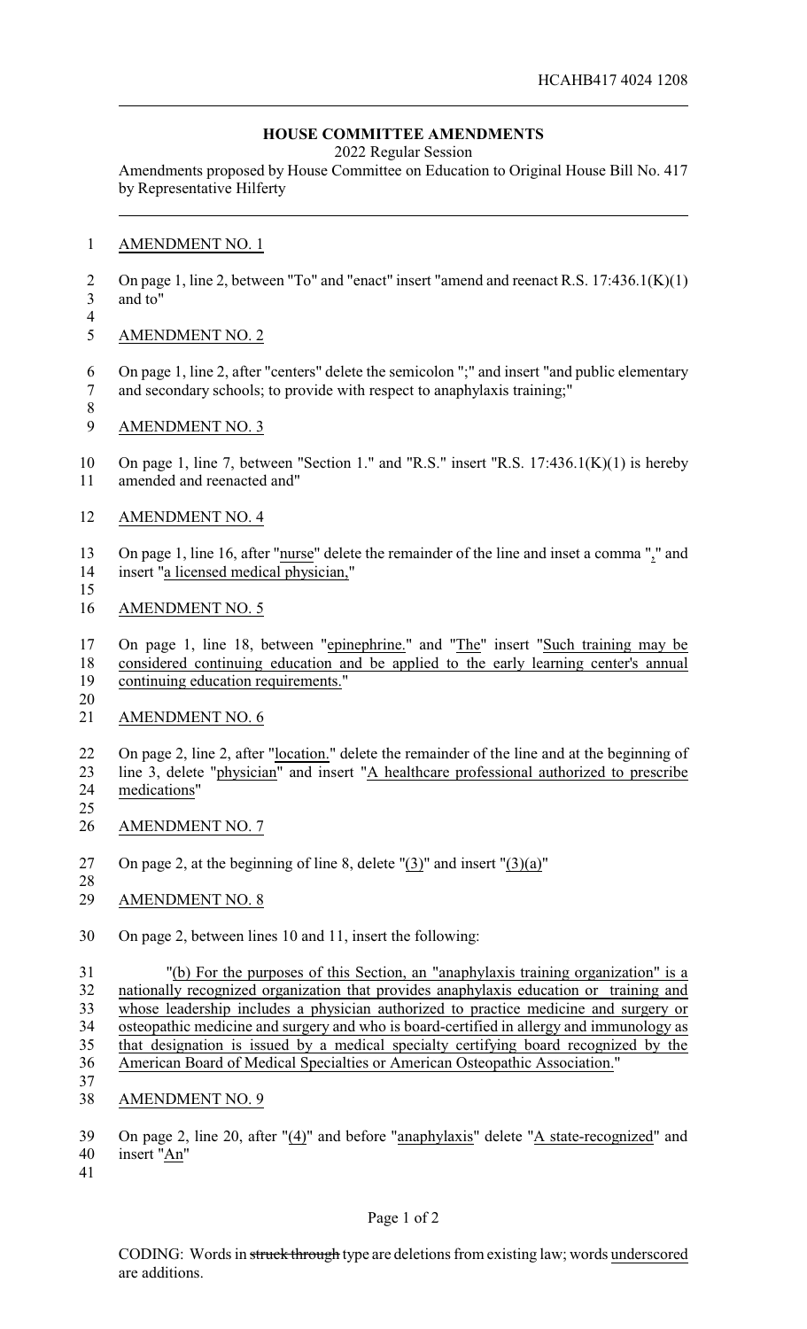HCAHB417 4024 1208

## HOUSE COMMITTEE AMENDMENTS

2022 Regular Session

Amendments proposed by House Committee on Education to Original House Bill No. 417 by Representative Hilferty

AMENDMENT NO. 1

On page 1, line 2, between "To" and "enact" insert "amend and reenact R.S. 17:436.1(K)(1) and to"

AMENDMENT NO. 2

On page 1, line 2, after "centers" delete the semicolon ";" and insert "and public elementary and secondary schools; to provide with respect to anaphylaxis training;"

AMENDMENT NO. 3

On page 1, line 7, between "Section 1." and "R.S." insert "R.S. 17:436.1(K)(1) is hereby amended and reenacted and"

AMENDMENT NO. 4

On page 1, line 16, after "nurse" delete the remainder of the line and inset a comma "," and insert "a licensed medical physician,"

AMENDMENT NO. 5

On page 1, line 18, between "epinephrine." and "The" insert "Such training may be considered continuing education and be applied to the early learning center's annual continuing education requirements."

AMENDMENT NO. 6

On page 2, line 2, after "location." delete the remainder of the line and at the beginning of line 3, delete "physician" and insert "A healthcare professional authorized to prescribe medications"

AMENDMENT NO. 7

On page 2, at the beginning of line 8, delete "(3)" and insert "(3)(a)"

AMENDMENT NO. 8

On page 2, between lines 10 and 11, insert the following:

"(b) For the purposes of this Section, an "anaphylaxis training organization" is a nationally recognized organization that provides anaphylaxis education or training and whose leadership includes a physician authorized to practice medicine and surgery or osteopathic medicine and surgery and who is board-certified in allergy and immunology as that designation is issued by a medical specialty certifying board recognized by the American Board of Medical Specialties or American Osteopathic Association."

AMENDMENT NO. 9

On page 2, line 20, after "(4)" and before "anaphylaxis" delete "A state-recognized" and insert "An"

CODING: Words in ~~struck through~~ type are deletions from existing law; words underscored are additions.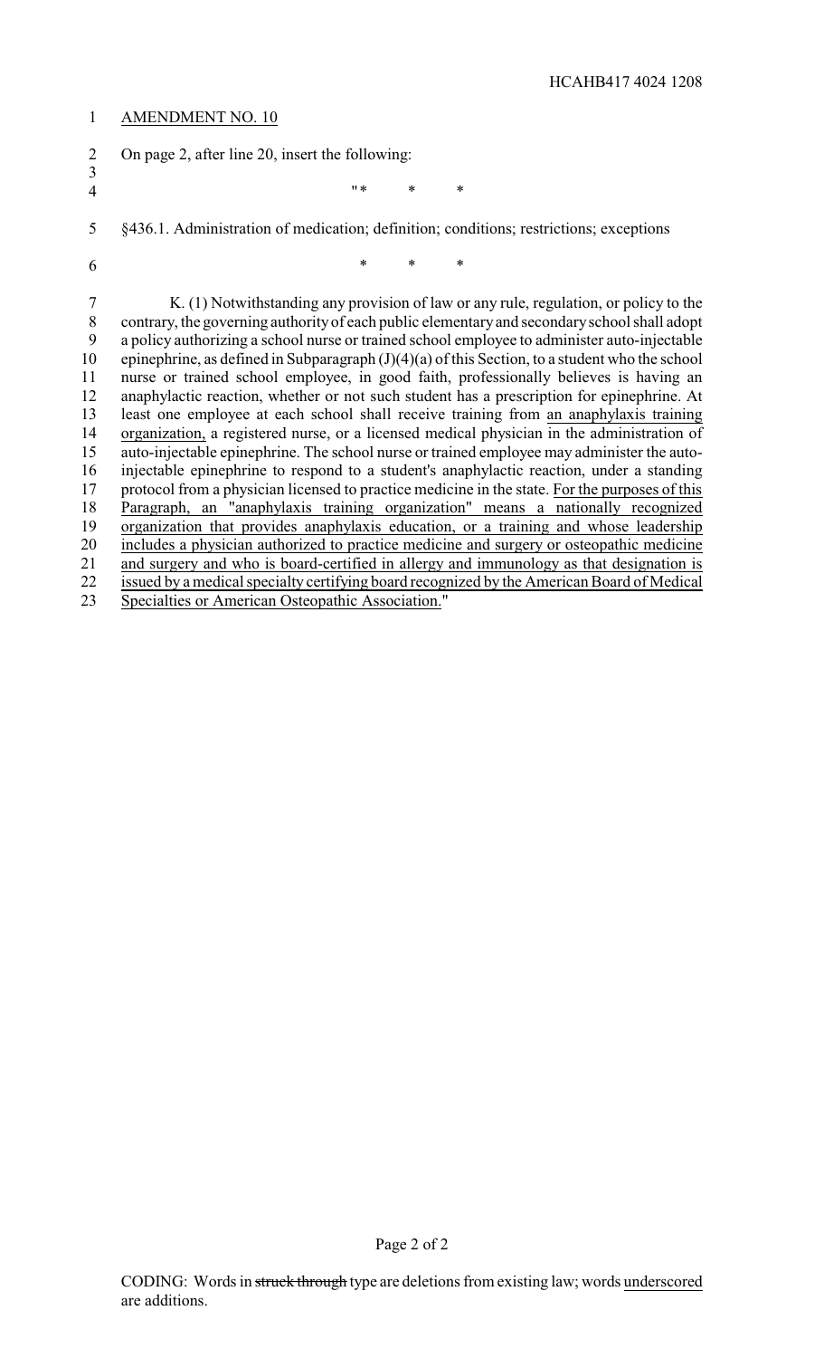<u>AMENDMENT NO. 10</u>

On page 2, after line 20, insert the following:

"* * *

§436.1. Administration of medication; definition; conditions; restrictions; exceptions

* * *

K. (1) Notwithstanding any provision of law or any rule, regulation, or policy to the contrary, the governing authority of each public elementary and secondary school shall adopt a policy authorizing a school nurse or trained school employee to administer auto-injectable epinephrine, as defined in Subparagraph (J)(4)(a) of this Section, to a student who the school nurse or trained school employee, in good faith, professionally believes is having an anaphylactic reaction, whether or not such student has a prescription for epinephrine. At least one employee at each school shall receive training from <u>an anaphylaxis training organization,</u> a registered nurse, or a licensed medical physician in the administration of auto-injectable epinephrine. The school nurse or trained employee may administer the auto-injectable epinephrine to respond to a student's anaphylactic reaction, under a standing protocol from a physician licensed to practice medicine in the state. <u>For the purposes of this Paragraph, an "anaphylaxis training organization" means a nationally recognized organization that provides anaphylaxis education, or a training and whose leadership includes a physician authorized to practice medicine and surgery or osteopathic medicine and surgery and who is board-certified in allergy and immunology as that designation is issued by a medical specialty certifying board recognized by the American Board of Medical Specialties or American Osteopathic Association.</u>"

CODING: Words in ~~struck through~~ type are deletions from existing law; words <u>underscored</u> are additions.